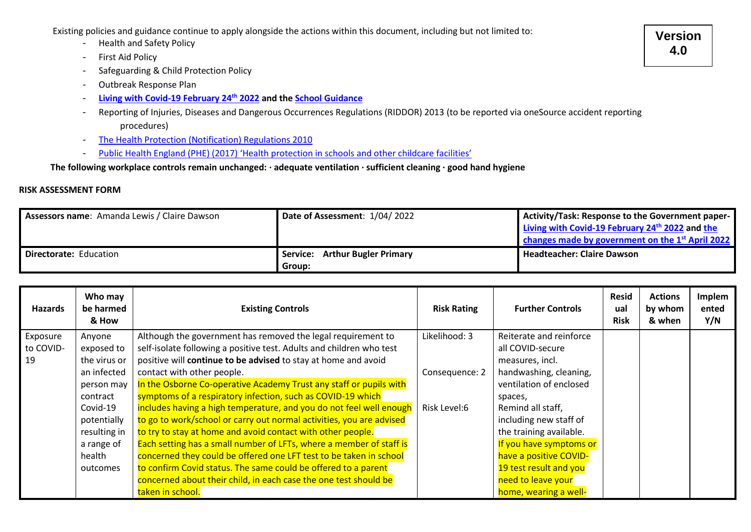**Version 4.0**

Existing policies and guidance continue to apply alongside the actions within this document, including but not limited to:

- Health and Safety Policy
- First Aid Policy
- Safeguarding & Child Protection Policy
- Outbreak Response Plan
- **Living with Covid-19 February 24th 2022 and the School Guidance**
- Reporting of Injuries, Diseases and Dangerous Occurrences Regulations (RIDDOR) 2013 (to be reported via oneSource accident reporting procedures)
- The Health Protection (Notification) Regulations 2010
- Public Health England (PHE) (2017) 'Health protection in schools and other childcare facilities'

**The following workplace controls remain unchanged: · adequate ventilation · sufficient cleaning · good hand hygiene**

**RISK ASSESSMENT FORM**

| **Assessors name**: Amanda Lewis / Claire Dawson | **Date of Assessment**: 1/04/ 2022 | **Activity/Task: Response to the Government paper- Living with Covid-19 February 24th 2022 and the changes made by government on the 1st April 2022** |
|---|---|---|
| **Directorate:** Education | **Service: Arthur Bugler Primary Group:** | **Headteacher: Claire Dawson** |

| Hazards | Who may be harmed & How | Existing Controls | Risk Rating | Further Controls | Residual Risk | Actions by whom & when | Implemented Y/N |
|---|---|---|---|---|---|---|---|
| Exposure to COVID-19 | Anyone exposed to the virus or an infected person may contract Covid-19 potentially resulting in a range of health outcomes | Although the government has removed the legal requirement to self-isolate following a positive test. Adults and children who test positive will **continue to be advised** to stay at home and avoid contact with other people. In the Osborne Co-operative Academy Trust any staff or pupils with symptoms of a respiratory infection, such as COVID-19 which includes having a high temperature, and you do not feel well enough to go to work/school or carry out normal activities, you are advised to try to stay at home and avoid contact with other people. Each setting has a small number of LFTs, where a member of staff is concerned they could be offered one LFT test to be taken in school to confirm Covid status. The same could be offered to a parent concerned about their child, in each case the one test should be taken in school. | Likelihood: 3<br><br>Consequence: 2<br><br>Risk Level:6 | Reiterate and reinforce all COVID-secure measures, incl. handwashing, cleaning, ventilation of enclosed spaces, Remind all staff, including new staff of the training available. If you have symptoms or have a positive COVID-19 test result and you need to leave your home, wearing a well- | | | |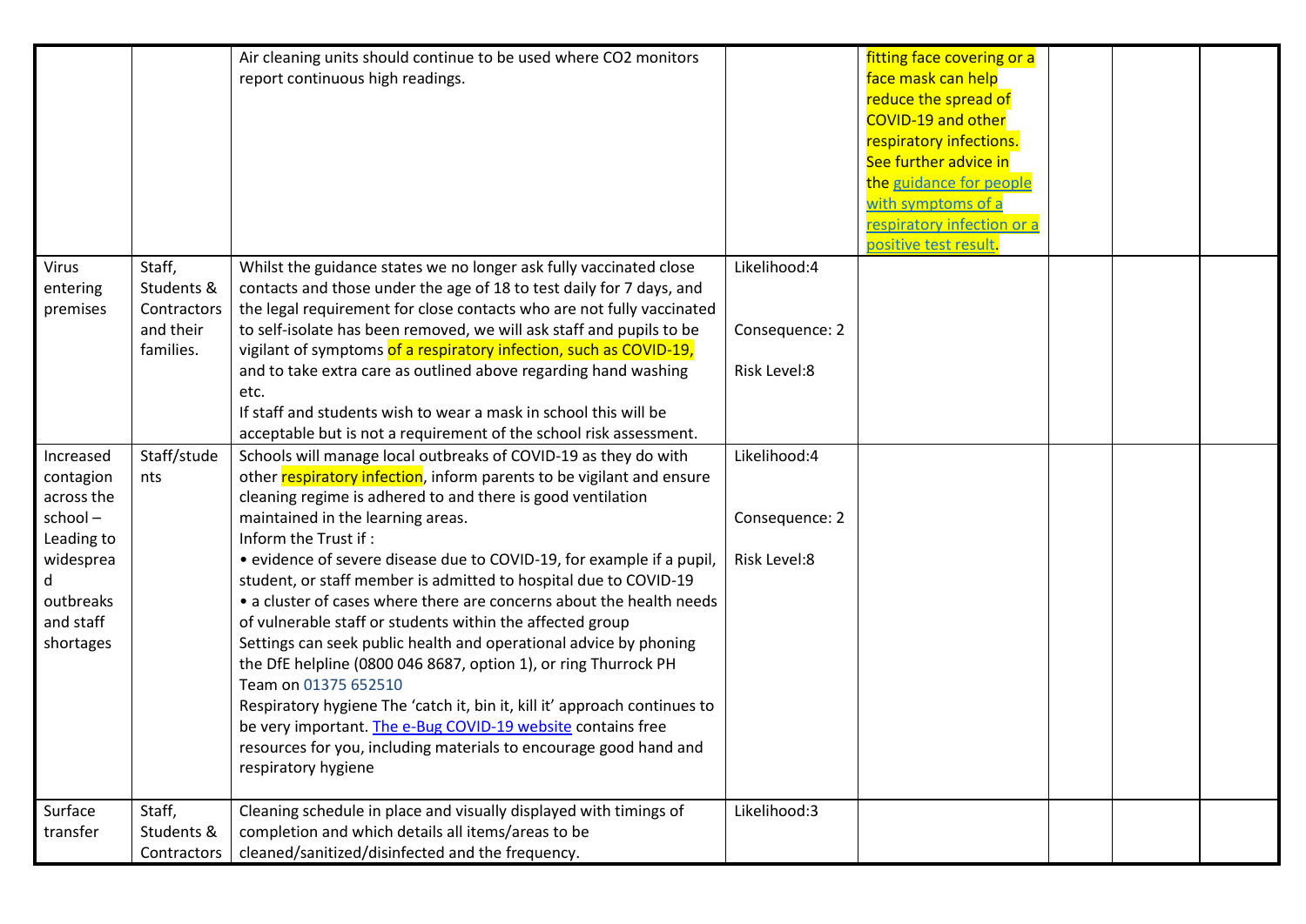| | | | | | | | |
|---|---|---|---|---|---|---|---|
| | | Air cleaning units should continue to be used where $CO_2$ monitors report continuous high readings. | | fitting face covering or a face mask can help reduce the spread of COVID-19 and other respiratory infections. See further advice in the [guidance for people with symptoms of a respiratory infection or a positive test result](). | | | |
| Virus entering premises | Staff, Students & Contractors and their families. | Whilst the guidance states we no longer ask fully vaccinated close contacts and those under the age of 18 to test daily for 7 days, and the legal requirement for close contacts who are not fully vaccinated to self-isolate has been removed, we will ask staff and pupils to be vigilant of symptoms of a respiratory infection, such as COVID-19, and to take extra care as outlined above regarding hand washing etc.<br>If staff and students wish to wear a mask in school this will be acceptable but is not a requirement of the school risk assessment. | Likelihood:4<br><br>Consequence: 2<br><br>Risk Level:8 | | | | |
| Increased contagion across the school – Leading to widespread outbreaks and staff shortages | Staff/students | Schools will manage local outbreaks of COVID-19 as they do with other respiratory infection, inform parents to be vigilant and ensure cleaning regime is adhered to and there is good ventilation maintained in the learning areas.<br>Inform the Trust if :<br>• evidence of severe disease due to COVID-19, for example if a pupil, student, or staff member is admitted to hospital due to COVID-19<br>• a cluster of cases where there are concerns about the health needs of vulnerable staff or students within the affected group<br>Settings can seek public health and operational advice by phoning the DfE helpline (0800 046 8687, option 1), or ring Thurrock PH Team on 01375 652510<br>Respiratory hygiene The 'catch it, bin it, kill it' approach continues to be very important. [The e-Bug COVID-19 website]() contains free resources for you, including materials to encourage good hand and respiratory hygiene | Likelihood:4<br><br>Consequence: 2<br><br>Risk Level:8 | | | | |
| Surface transfer | Staff, Students & Contractors | Cleaning schedule in place and visually displayed with timings of completion and which details all items/areas to be cleaned/sanitized/disinfected and the frequency. | Likelihood:3 | | | | |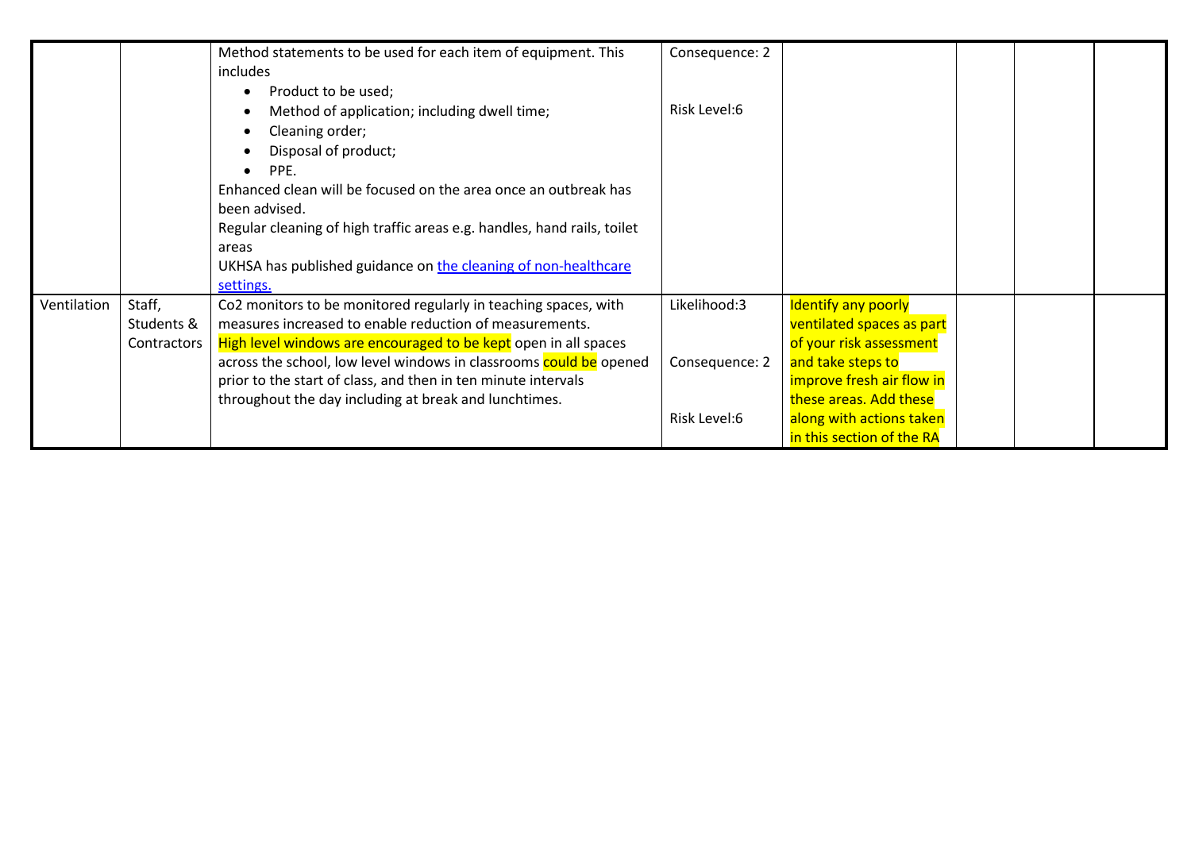| | | | | | | | |
|---|---|---|---|---|---|---|---|
| | | Method statements to be used for each item of equipment. This includes<br>• Product to be used;<br>• Method of application; including dwell time;<br>• Cleaning order;<br>• Disposal of product;<br>• PPE.<br>Enhanced clean will be focused on the area once an outbreak has been advised.<br>Regular cleaning of high traffic areas e.g. handles, hand rails, toilet areas<br>UKHSA has published guidance on [the cleaning of non-healthcare settings.]() | Consequence: 2<br><br>Risk Level:6 | | | | |
| Ventilation | Staff, Students & Contractors | Co2 monitors to be monitored regularly in teaching spaces, with measures increased to enable reduction of measurements.<br>High level windows are encouraged to be kept open in all spaces across the school, low level windows in classrooms could be opened prior to the start of class, and then in ten minute intervals throughout the day including at break and lunchtimes. | Likelihood:3<br><br>Consequence: 2<br><br>Risk Level:6 | Identify any poorly ventilated spaces as part of your risk assessment and take steps to improve fresh air flow in these areas. Add these along with actions taken in this section of the RA | | | |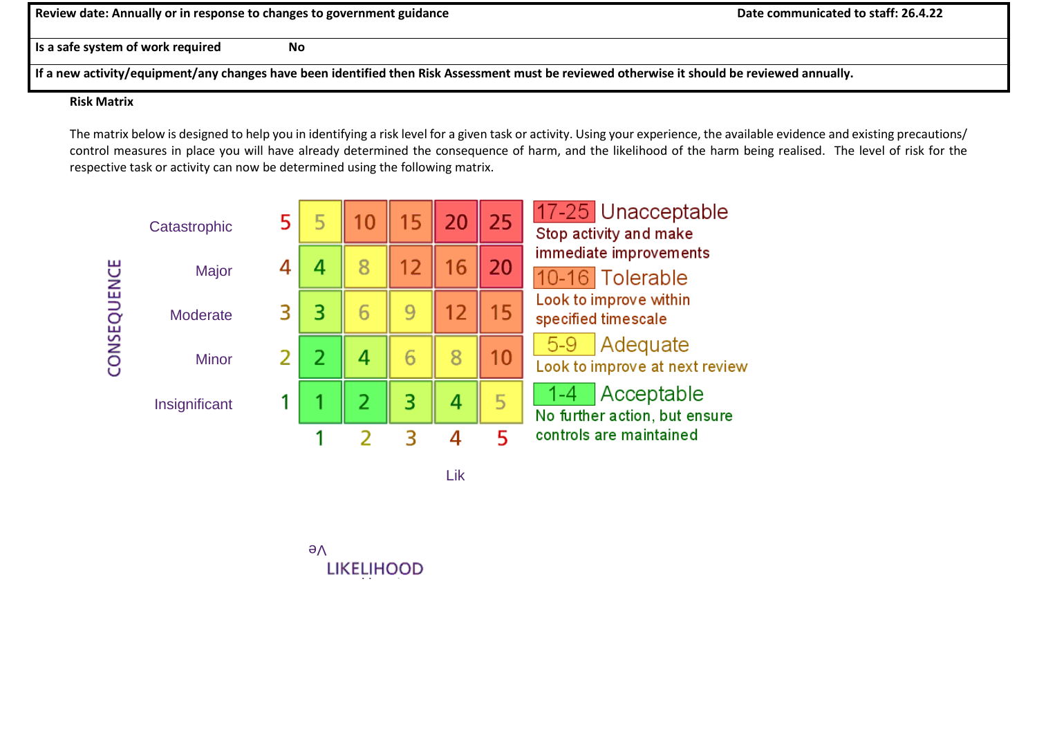| | |
|---|---|
| **Review date: Annually or in response to changes to government guidance** | **Date communicated to staff: 26.4.22** |
| **Is a safe system of work required** **No** | |
| **If a new activity/equipment/any changes have been identified then Risk Assessment must be reviewed otherwise it should be reviewed annually.** | |

**Risk Matrix**

The matrix below is designed to help you in identifying a risk level for a given task or activity. Using your experience, the available evidence and existing precautions/ control measures in place you will have already determined the consequence of harm, and the likelihood of the harm being realised. The level of risk for the respective task or activity can now be determined using the following matrix.

| CONSEQUENCE | | 1 | 2 | 3 | 4 | 5 |
|---|---|---|---|---|---|---|
| Catastrophic | 5 | 5 | 10 | 15 | 20 | 25 |
| Major | 4 | 4 | 8 | 12 | 16 | 20 |
| Moderate | 3 | 3 | 6 | 9 | 12 | 15 |
| Minor | 2 | 2 | 4 | 6 | 8 | 10 |
| Insignificant | 1 | 1 | 2 | 3 | 4 | 5 |

LIKELIHOOD

17-25 Unacceptable
Stop activity and make immediate improvements

10-16 Tolerable
Look to improve within specified timescale

5-9 Adequate
Look to improve at next review

1-4 Acceptable
No further action, but ensure controls are maintained